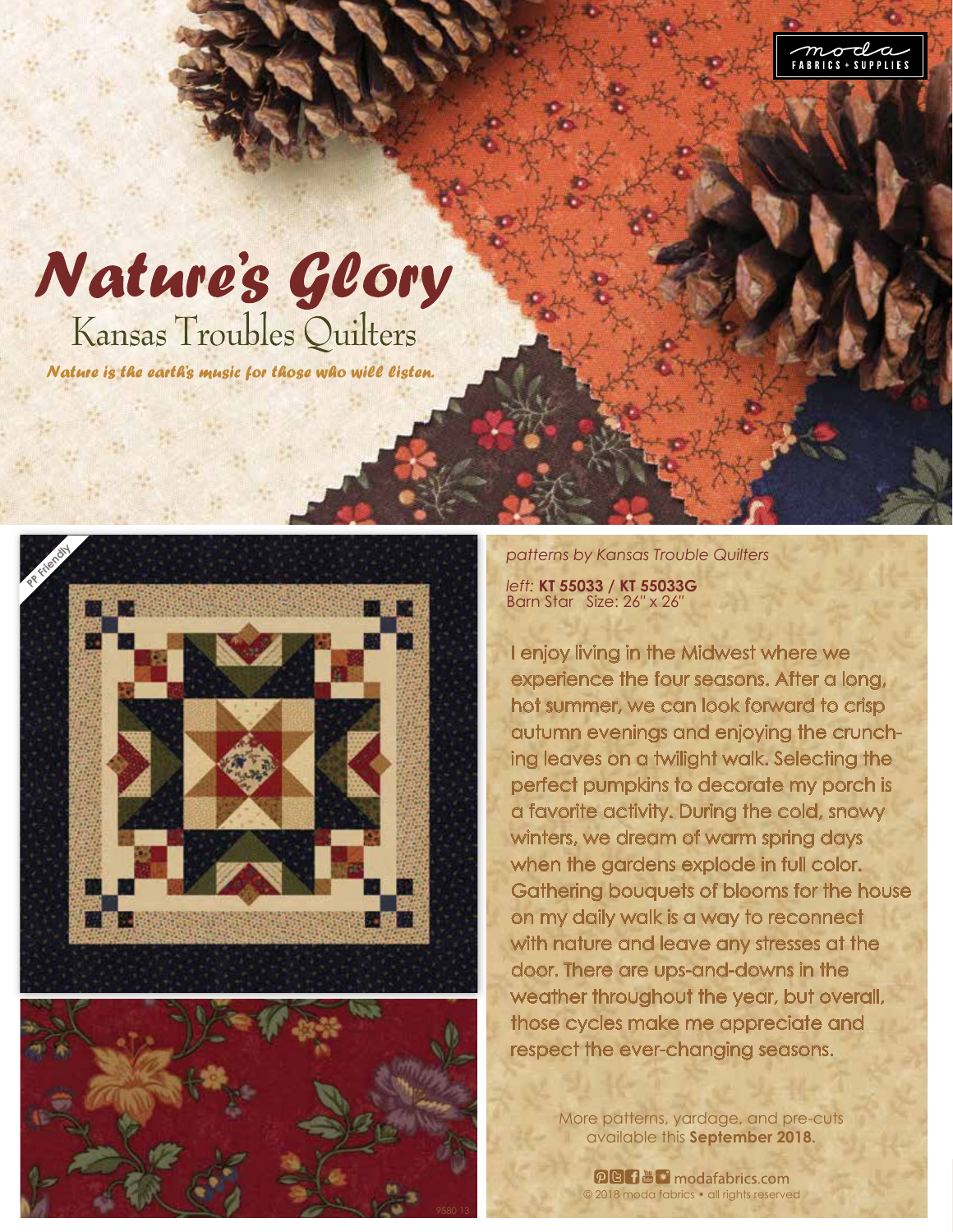moda FABRICS + SUPPLIES

# Nature's Glory

## Kansas Troubles Quilters

*Nature is the earth's music for those who will listen.*

PP Friendly

*patterns by Kansas Trouble Quilters*

*left:* **KT 55033 / KT 55033G**
Barn Star Size: 26" x 26"

I enjoy living in the Midwest where we experience the four seasons. After a long, hot summer, we can look forward to crisp autumn evenings and enjoying the crunching leaves on a twilight walk. Selecting the perfect pumpkins to decorate my porch is a favorite activity. During the cold, snowy winters, we dream of warm spring days when the gardens explode in full color. Gathering bouquets of blooms for the house on my daily walk is a way to reconnect with nature and leave any stresses at the door. There are ups-and-downs in the weather throughout the year, but overall, those cycles make me appreciate and respect the ever-changing seasons.

More patterns, yardage, and pre-cuts available this **September 2018.**

modafabrics.com
© 2018 moda fabrics • all rights reserved

9580 13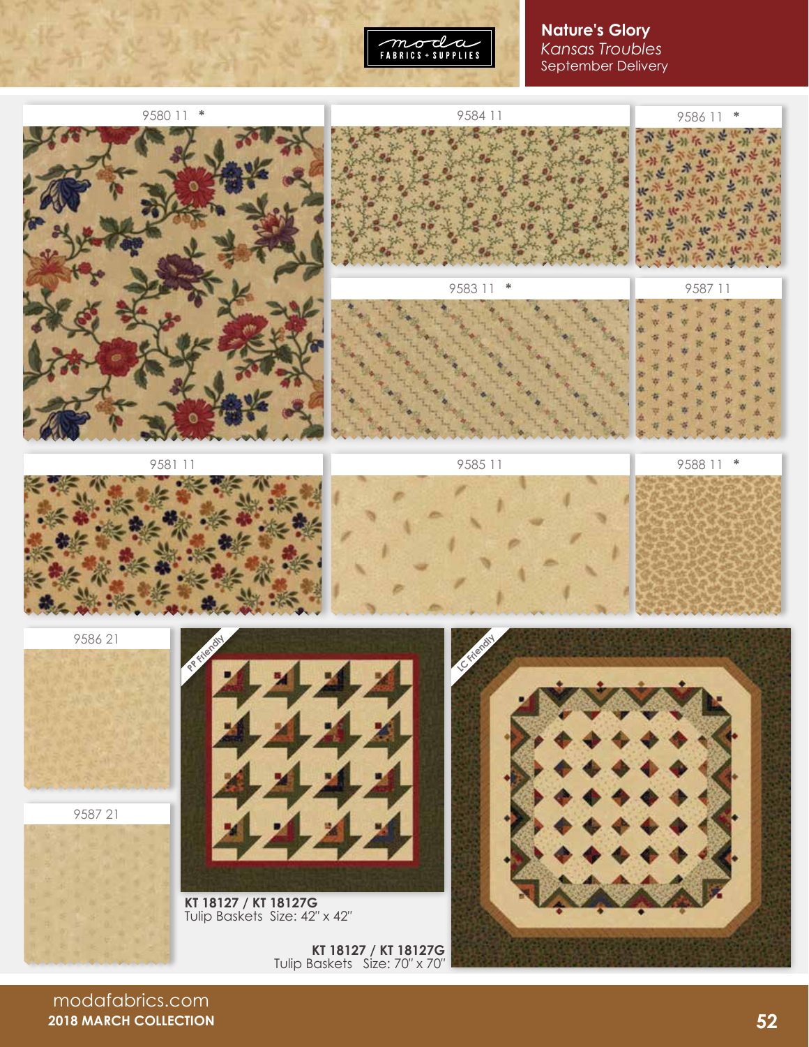moda FABRICS + SUPPLIES

## Nature's Glory

*Kansas Troubles*

September Delivery

9580 11 *

9584 11

9586 11 *

9583 11 *

9587 11

9581 11

9585 11

9588 11 *

9586 21

9587 21

PP Friendly

LC Friendly

**KT 18127 / KT 18127G**
Tulip Baskets Size: 42" x 42"

**KT 18127 / KT 18127G**
Tulip Baskets Size: 70" x 70"

modafabrics.com

**2018 MARCH COLLECTION**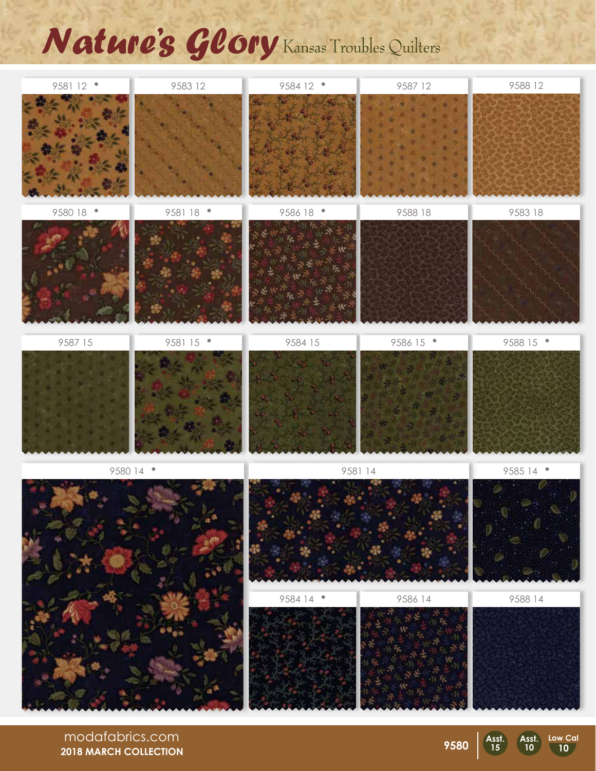# Nature's Glory Kansas Troubles Quilters

9581 12 *

9583 12

9584 12 *

9587 12

9588 12

9580 18 *

9581 18 *

9586 18 *

9588 18

9583 18

9587 15

9581 15 *

9584 15

9586 15 *

9588 15 *

9580 14 *

9581 14

9585 14 *

9584 14 *

9586 14

9588 14

modafabrics.com
**2018 MARCH COLLECTION**

**9580** | **Asst. 15** | **Asst. 10** | **Low Cal 10**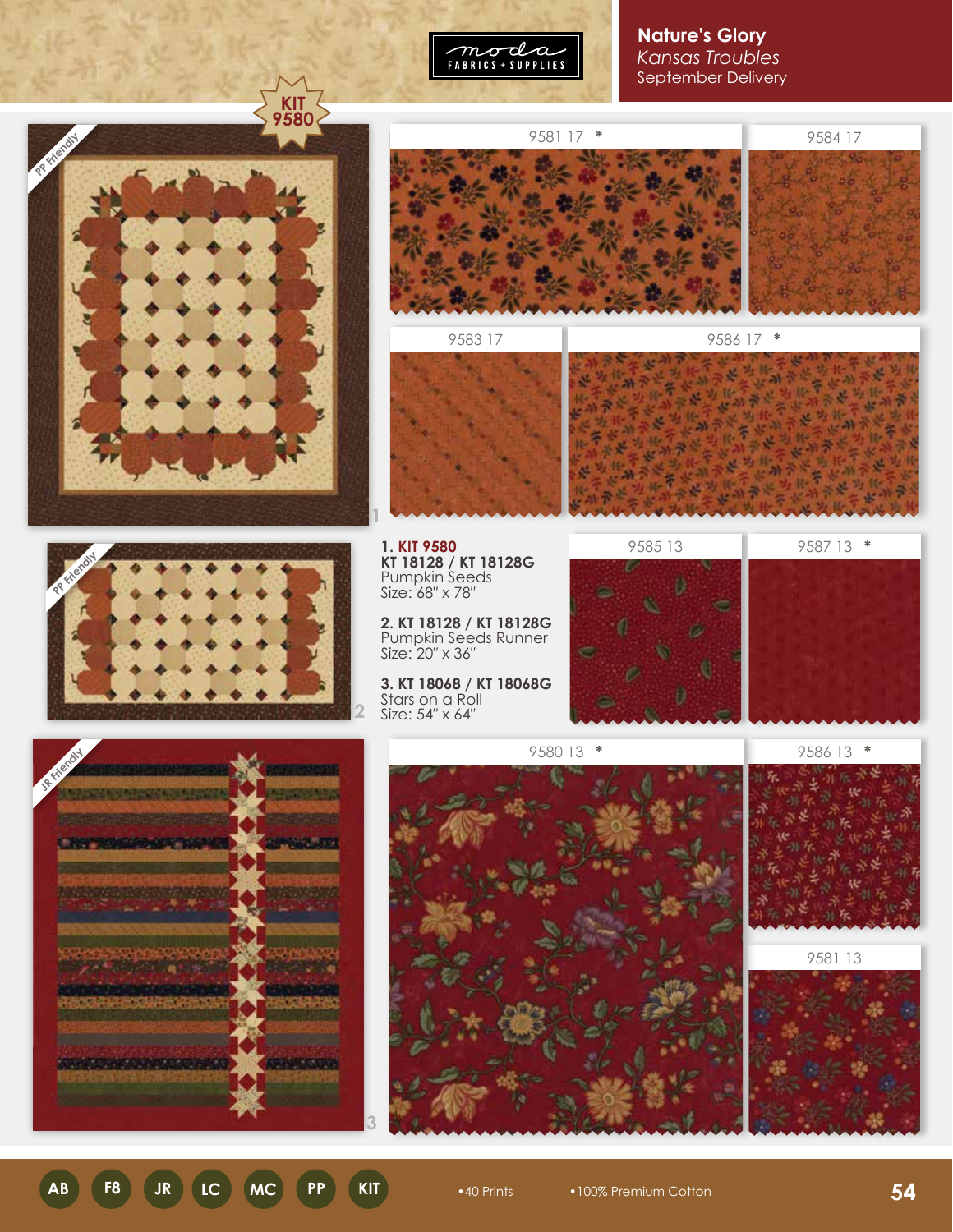# Nature's Glory

*Kansas Troubles*

September Delivery

KIT 9580

PP Friendly

9581 17 *

9584 17

9583 17

9586 17 *

1. **KIT 9580**
**KT 18128 / KT 18128G**
Pumpkin Seeds
Size: 68" x 78"

2. **KT 18128 / KT 18128G**
Pumpkin Seeds Runner
Size: 20" x 36"

3. **KT 18068 / KT 18068G**
Stars on a Roll
Size: 54" x 64"

9585 13

9587 13 *

JR Friendly

9580 13 *

9586 13 *

9581 13

AB F8 JR LC MC PP KIT

- 40 Prints
- 100% Premium Cotton